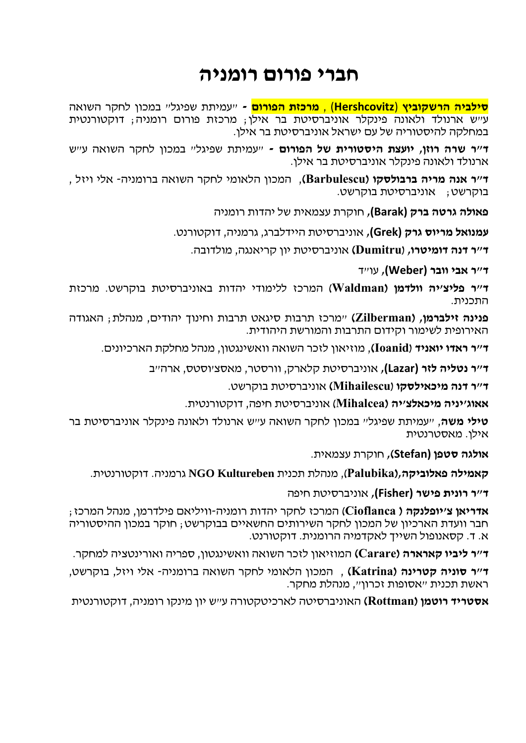# חברי פורום רומניה

**סילביה הרשקוביץ (Hershcovitz) , מרכזת הפורום -** "עמיתת שפיגל" במכון לחקר השואה ע"ש ארנולד ולאונה פינקלר אוניברסיטת בר אילן; מרכזת פורום רומניה; דוקטורנטית במחלקה להיסטוריה של עם ישראל אוניברסיטת בר אילן.

**ד"ר שרה רוזן, יועצת היסטורית של הפורום -** "עמיתת שפיגל" במכון לחקר השואה ע"ש ארנולד ולאונה פינקלר אוניברסיטת בר אילן.

**ד"ר אנה מריה ברבולסקו (Barbulescu)**, המכון הלאומי לחקר השואה ברומניה- אלי ויזל , בוקרשט; אוניברסיטת בוקרשט.

**פאולה גרטה ברק (Barak)**, חוקרת עצמאית של יהדות רומניה

**עמנואל מריוס גרק (Grek)**, אוניברסיטת היידלברג, גרמניה, דוקטורנט.

**ד"ר דנה דומיטרו, (Dumitru)** אוניברסיטת יון קריאנגה, מולדובה.

**ד"ר אבי וובר (Weber)**, עו"ד

**ד"ר פליצ'יה ולדמן (Waldman)** המרכז ללימודי יהדות באוניברסיטת בוקרשט. מרכזת התכנית.

**פנינה זילברמן, (Zilberman)** "מרכז תרבות סיגאט תרבות וחינוך יהודים, מנהלת; האגודה האירופית לשימור וקידום התרבות והמורשת היהודית.

**ד"ר ראדו יואניד (Ioanid)**, מוזיאון לזכר השואה וואשינגטון, מנהל מחלקת הארכיונים.

**ד"ר נטליה לזר (Lazar)**, אוניברסיטת קלארק, וורסטר, מאסצ'וסטס, ארה"ב

**ד"ר דנה מיכאילסקו (Mihailescu)** אוניברסיטת בוקרשט.

**אאוג'יניה מיכאלצ'יה (Mihalcea)** אוניברסיטת חיפה, דוקטורנטית.

**טילי משה**, "עמיתת שפיגל" במכון לחקר השואה ע"ש ארנולד ולאונה פינקלר אוניברסיטת בר אילן. מאסטרנטית

**אולגה סטפן (Stefan)**, חוקרת עצמאית.

**קאמילה פאלוביקה,(Palubika)**, מנהלת תכנית **NGO Kultureben** גרמניה. דוקטורנטית.

**ד"ר רונית פישר (Fisher)**, אוניברסיטת חיפה

**אדריאן צ'יופלנקה ( Cioflanca)** המרכז לחקר יהדות רומניה-וויליאם פילדרמן, מנהל המרכז; חבר וועדת הארכיון של המכון לחקר השירותים החשאיים בבוקרשט; חוקר במכון ההיסטוריה א. ד. קסאנופול השייך לאקדמיה הרומנית. דוקטורנט.

**ד"ר ליביו קארארה (Carare)** המוזיאון לזכר השואה וואשינגטון, ספריה ואורינטציה למחקר.

**ד"ר סוניה קטרינה (Katrina)** , המכון הלאומי לחקר השואה ברומניה- אלי ויזל, בוקרשט, ראשת תכנית "אסופות זכרון", מנהלת מחקר.

**אסטריד רוטמן (Rottman)** האוניברסיטה לארכיטקטורה ע"ש יון מינקו רומניה, דוקטורנטית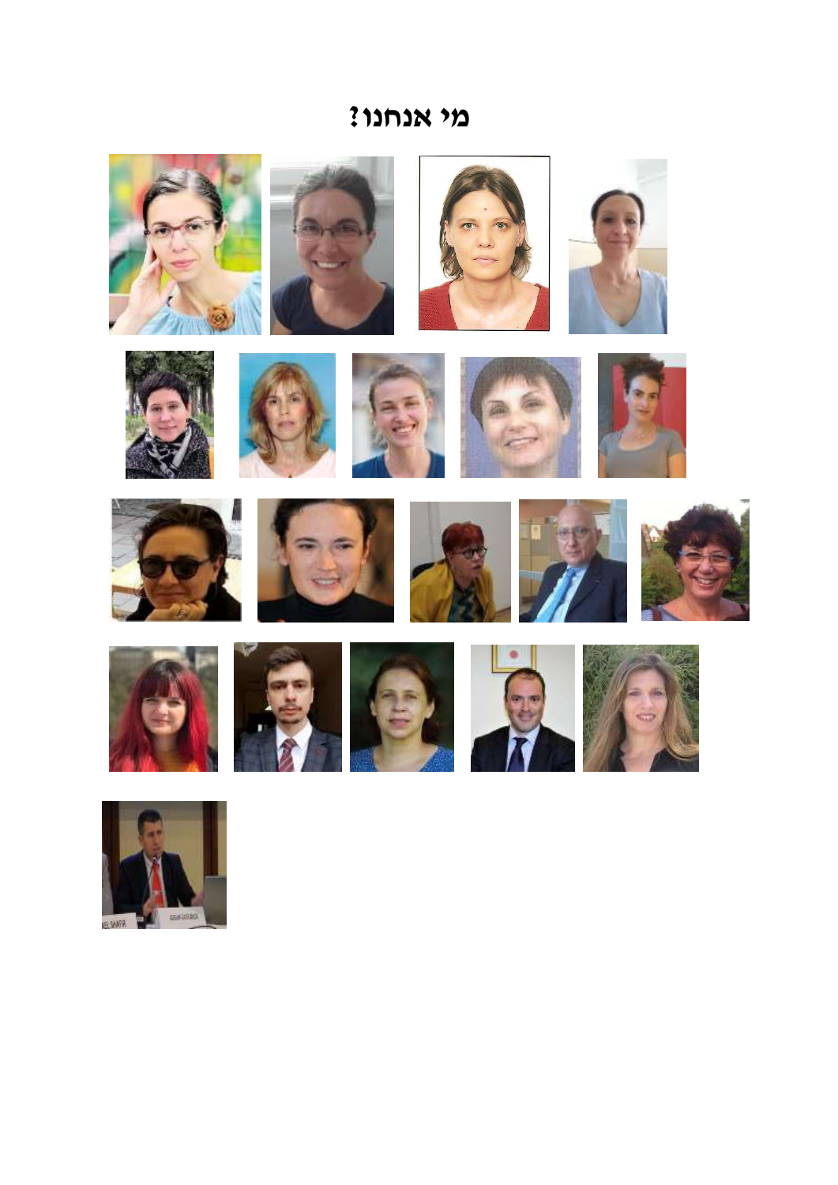# מי אנחנו?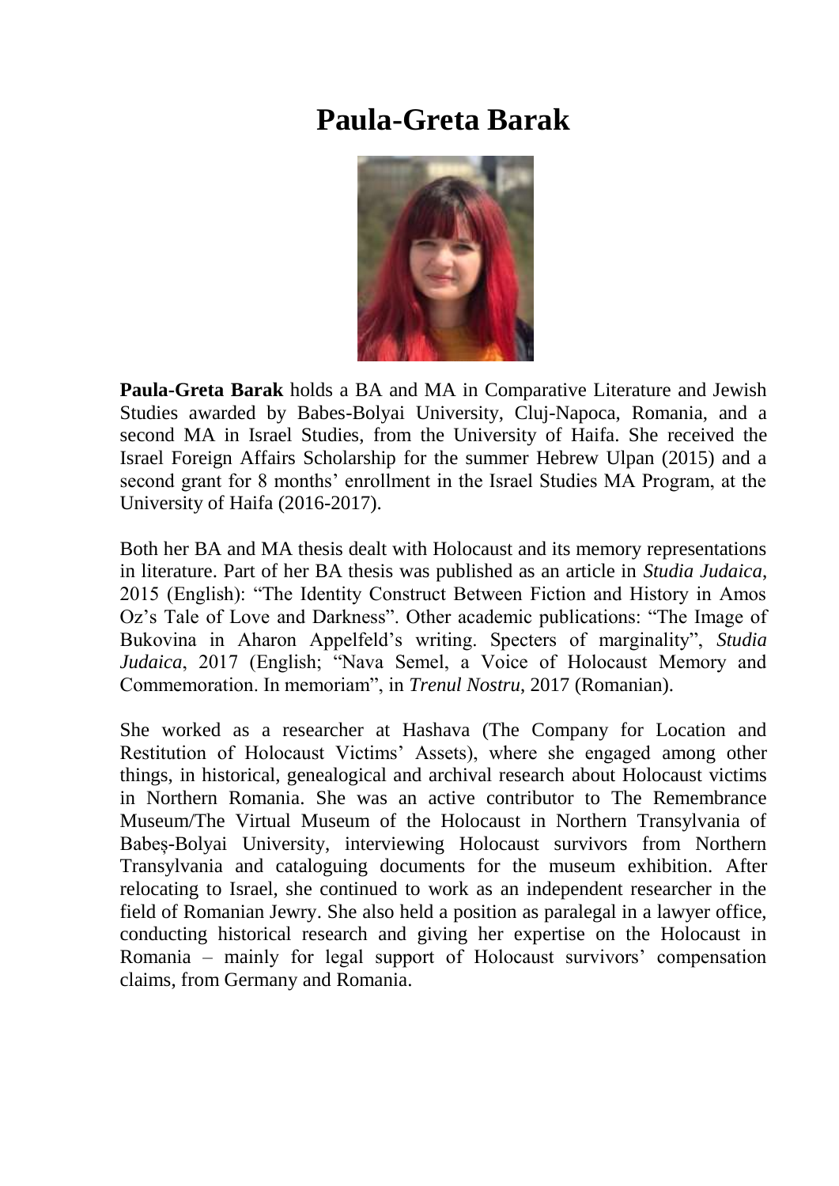# Paula-Greta Barak

**Paula-Greta Barak** holds a BA and MA in Comparative Literature and Jewish Studies awarded by Babes-Bolyai University, Cluj-Napoca, Romania, and a second MA in Israel Studies, from the University of Haifa. She received the Israel Foreign Affairs Scholarship for the summer Hebrew Ulpan (2015) and a second grant for 8 months' enrollment in the Israel Studies MA Program, at the University of Haifa (2016-2017).

Both her BA and MA thesis dealt with Holocaust and its memory representations in literature. Part of her BA thesis was published as an article in *Studia Judaica*, 2015 (English): "The Identity Construct Between Fiction and History in Amos Oz's Tale of Love and Darkness". Other academic publications: "The Image of Bukovina in Aharon Appelfeld's writing. Specters of marginality", *Studia Judaica*, 2017 (English; "Nava Semel, a Voice of Holocaust Memory and Commemoration. In memoriam", in *Trenul Nostru*, 2017 (Romanian).

She worked as a researcher at Hashava (The Company for Location and Restitution of Holocaust Victims' Assets), where she engaged among other things, in historical, genealogical and archival research about Holocaust victims in Northern Romania. She was an active contributor to The Remembrance Museum/The Virtual Museum of the Holocaust in Northern Transylvania of Babeș-Bolyai University, interviewing Holocaust survivors from Northern Transylvania and cataloguing documents for the museum exhibition. After relocating to Israel, she continued to work as an independent researcher in the field of Romanian Jewry. She also held a position as paralegal in a lawyer office, conducting historical research and giving her expertise on the Holocaust in Romania – mainly for legal support of Holocaust survivors' compensation claims, from Germany and Romania.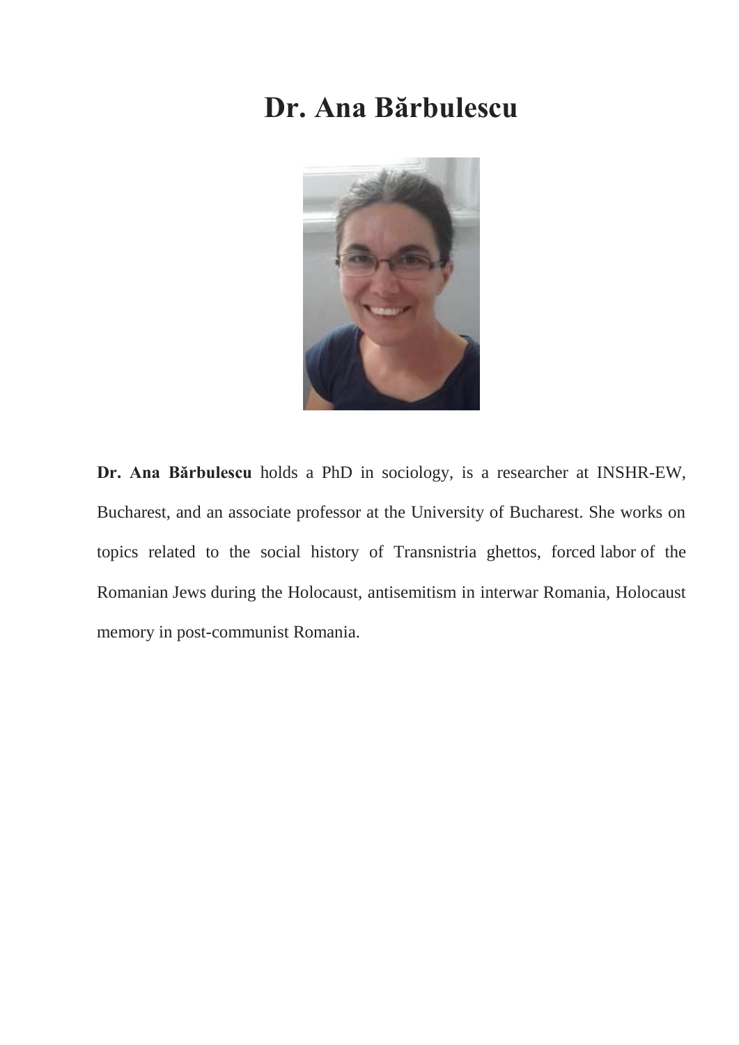# Dr. Ana Bărbulescu

**Dr. Ana Bărbulescu** holds a PhD in sociology, is a researcher at INSHR-EW, Bucharest, and an associate professor at the University of Bucharest. She works on topics related to the social history of Transnistria ghettos, forced labor of the Romanian Jews during the Holocaust, antisemitism in interwar Romania, Holocaust memory in post-communist Romania.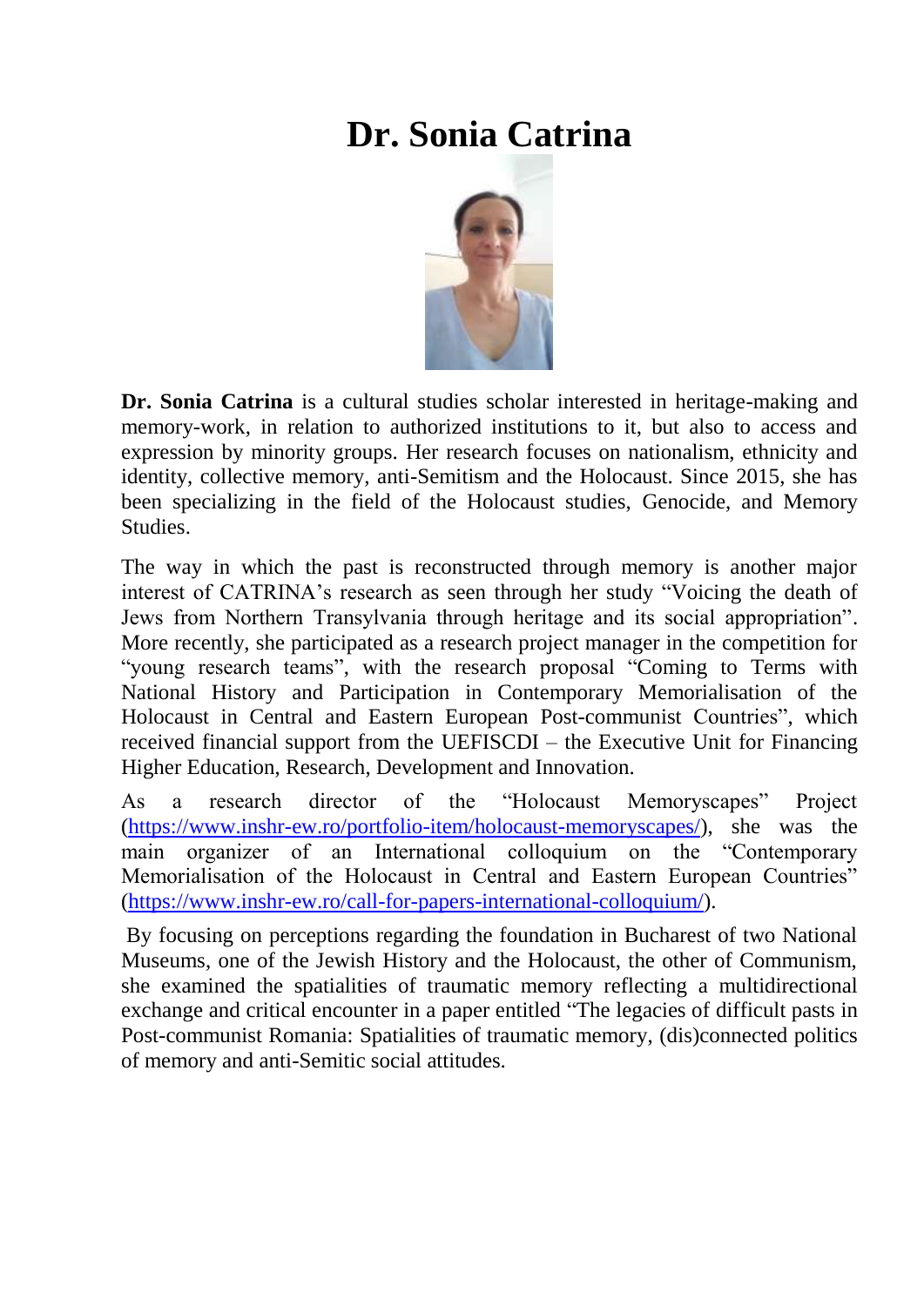# Dr. Sonia Catrina

**Dr. Sonia Catrina** is a cultural studies scholar interested in heritage-making and memory-work, in relation to authorized institutions to it, but also to access and expression by minority groups. Her research focuses on nationalism, ethnicity and identity, collective memory, anti-Semitism and the Holocaust. Since 2015, she has been specializing in the field of the Holocaust studies, Genocide, and Memory Studies.

The way in which the past is reconstructed through memory is another major interest of CATRINA's research as seen through her study "Voicing the death of Jews from Northern Transylvania through heritage and its social appropriation". More recently, she participated as a research project manager in the competition for "young research teams", with the research proposal "Coming to Terms with National History and Participation in Contemporary Memorialisation of the Holocaust in Central and Eastern European Post-communist Countries", which received financial support from the UEFISCDI – the Executive Unit for Financing Higher Education, Research, Development and Innovation.

As a research director of the "Holocaust Memoryscapes" Project (https://www.inshr-ew.ro/portfolio-item/holocaust-memoryscapes/), she was the main organizer of an International colloquium on the "Contemporary Memorialisation of the Holocaust in Central and Eastern European Countries" (https://www.inshr-ew.ro/call-for-papers-international-colloquium/).

By focusing on perceptions regarding the foundation in Bucharest of two National Museums, one of the Jewish History and the Holocaust, the other of Communism, she examined the spatialities of traumatic memory reflecting a multidirectional exchange and critical encounter in a paper entitled "The legacies of difficult pasts in Post-communist Romania: Spatialities of traumatic memory, (dis)connected politics of memory and anti-Semitic social attitudes.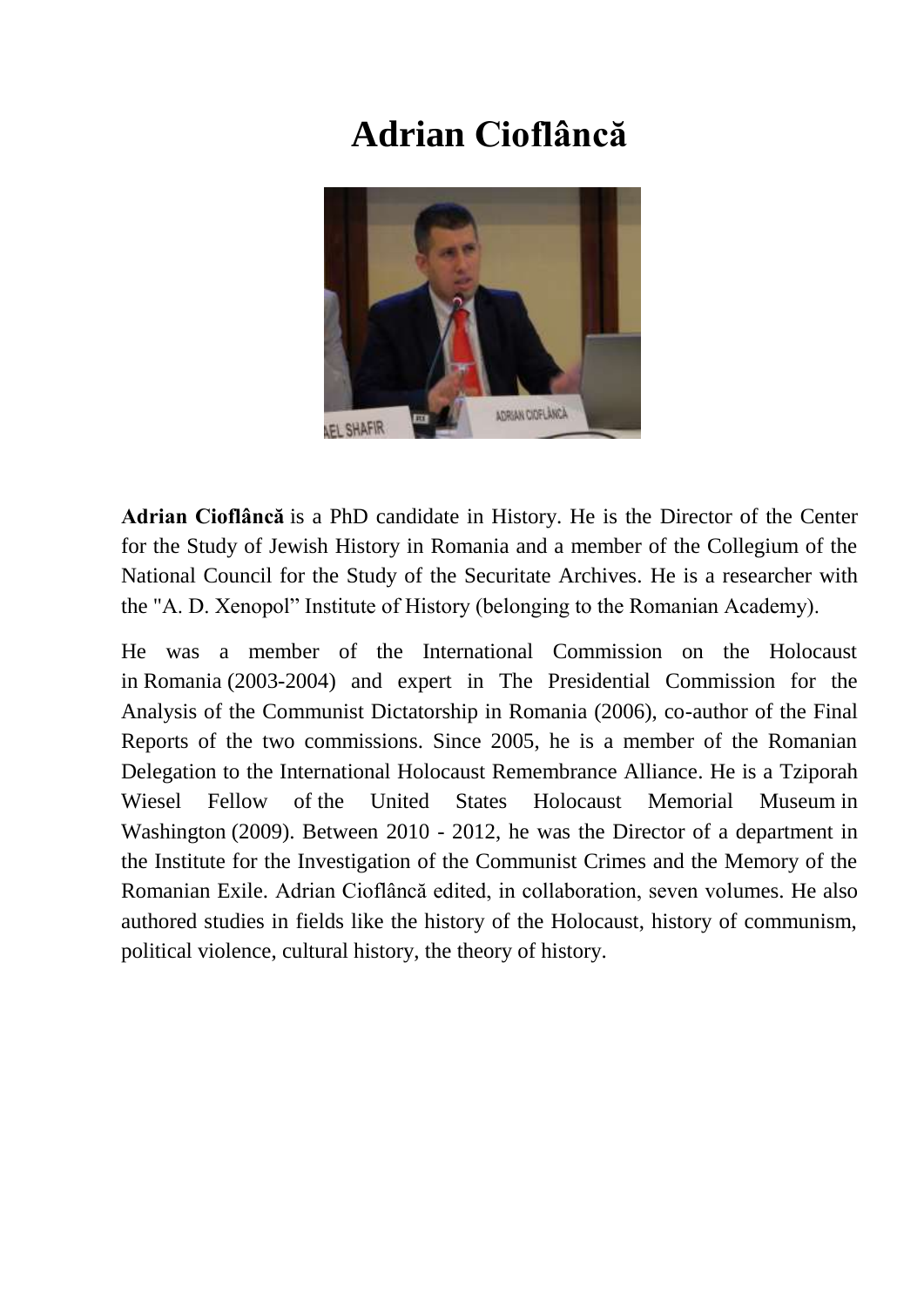# Adrian Cioflâncă

**Adrian Cioflâncă** is a PhD candidate in History. He is the Director of the Center for the Study of Jewish History in Romania and a member of the Collegium of the National Council for the Study of the Securitate Archives. He is a researcher with the "A. D. Xenopol" Institute of History (belonging to the Romanian Academy).

He was a member of the International Commission on the Holocaust in Romania (2003-2004) and expert in The Presidential Commission for the Analysis of the Communist Dictatorship in Romania (2006), co-author of the Final Reports of the two commissions. Since 2005, he is a member of the Romanian Delegation to the International Holocaust Remembrance Alliance. He is a Tziporah Wiesel Fellow of the United States Holocaust Memorial Museum in Washington (2009). Between 2010 - 2012, he was the Director of a department in the Institute for the Investigation of the Communist Crimes and the Memory of the Romanian Exile. Adrian Cioflâncă edited, in collaboration, seven volumes. He also authored studies in fields like the history of the Holocaust, history of communism, political violence, cultural history, the theory of history.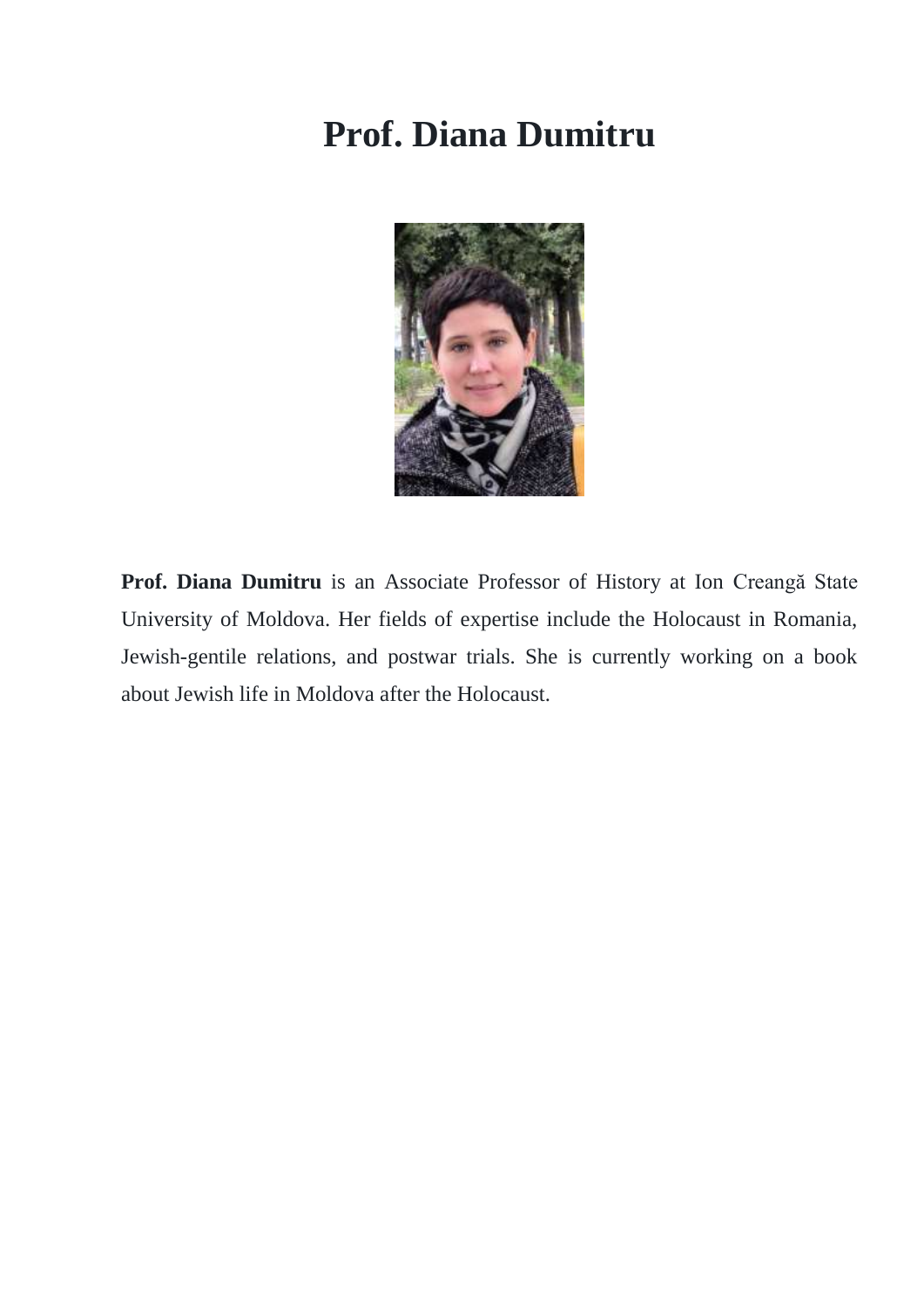# Prof. Diana Dumitru

**Prof. Diana Dumitru** is an Associate Professor of History at Ion Creangă State University of Moldova. Her fields of expertise include the Holocaust in Romania, Jewish-gentile relations, and postwar trials. She is currently working on a book about Jewish life in Moldova after the Holocaust.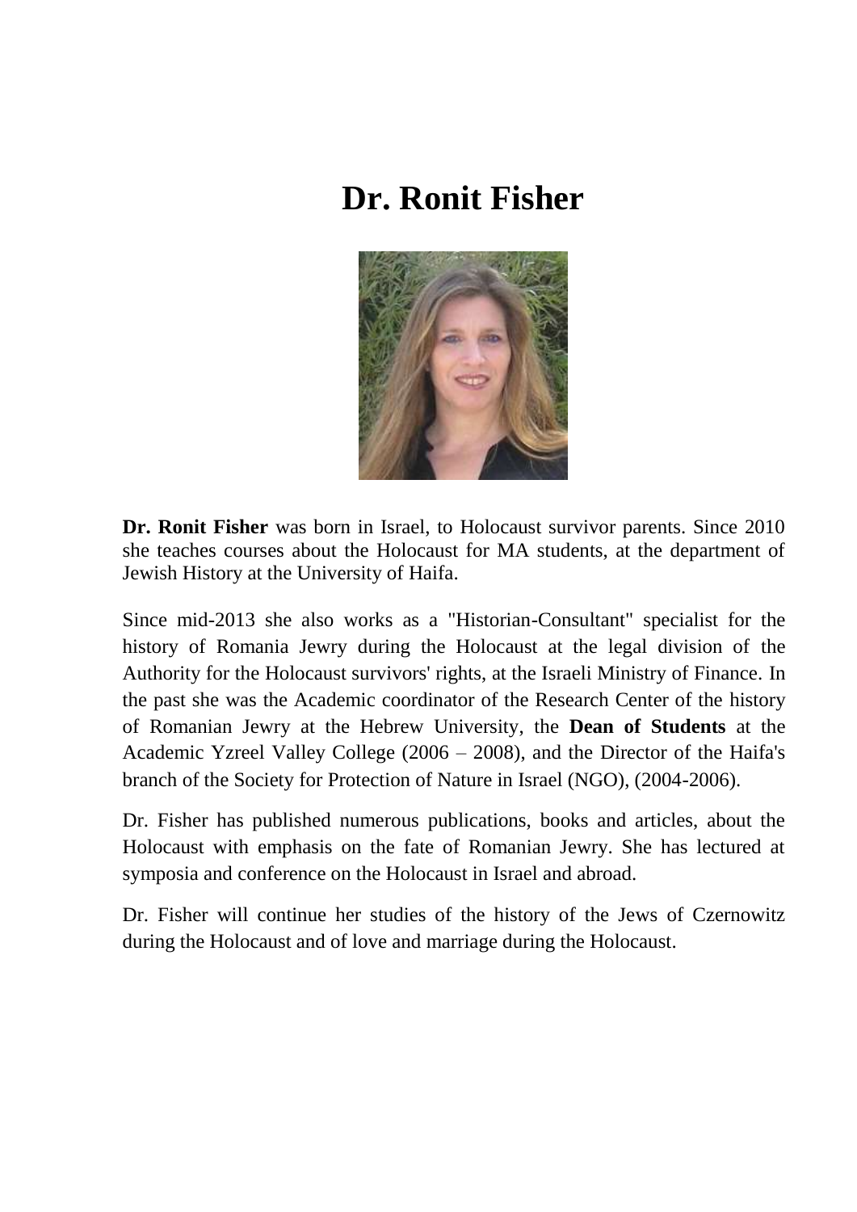# Dr. Ronit Fisher

**Dr. Ronit Fisher** was born in Israel, to Holocaust survivor parents. Since 2010 she teaches courses about the Holocaust for MA students, at the department of Jewish History at the University of Haifa.

Since mid-2013 she also works as a "Historian-Consultant" specialist for the history of Romania Jewry during the Holocaust at the legal division of the Authority for the Holocaust survivors' rights, at the Israeli Ministry of Finance. In the past she was the Academic coordinator of the Research Center of the history of Romanian Jewry at the Hebrew University, the **Dean of Students** at the Academic Yzreel Valley College (2006 – 2008), and the Director of the Haifa's branch of the Society for Protection of Nature in Israel (NGO), (2004-2006).

Dr. Fisher has published numerous publications, books and articles, about the Holocaust with emphasis on the fate of Romanian Jewry. She has lectured at symposia and conference on the Holocaust in Israel and abroad.

Dr. Fisher will continue her studies of the history of the Jews of Czernowitz during the Holocaust and of love and marriage during the Holocaust.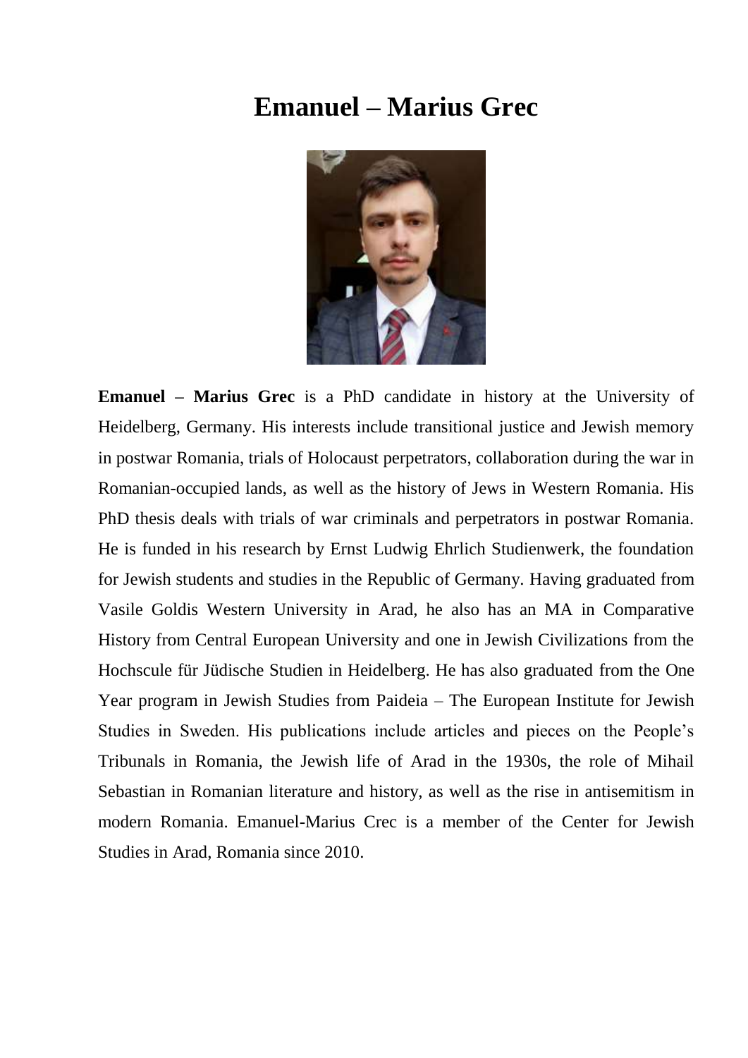# Emanuel – Marius Grec

**Emanuel – Marius Grec** is a PhD candidate in history at the University of Heidelberg, Germany. His interests include transitional justice and Jewish memory in postwar Romania, trials of Holocaust perpetrators, collaboration during the war in Romanian-occupied lands, as well as the history of Jews in Western Romania. His PhD thesis deals with trials of war criminals and perpetrators in postwar Romania. He is funded in his research by Ernst Ludwig Ehrlich Studienwerk, the foundation for Jewish students and studies in the Republic of Germany. Having graduated from Vasile Goldis Western University in Arad, he also has an MA in Comparative History from Central European University and one in Jewish Civilizations from the Hochscule für Jüdische Studien in Heidelberg. He has also graduated from the One Year program in Jewish Studies from Paideia – The European Institute for Jewish Studies in Sweden. His publications include articles and pieces on the People's Tribunals in Romania, the Jewish life of Arad in the 1930s, the role of Mihail Sebastian in Romanian literature and history, as well as the rise in antisemitism in modern Romania. Emanuel-Marius Crec is a member of the Center for Jewish Studies in Arad, Romania since 2010.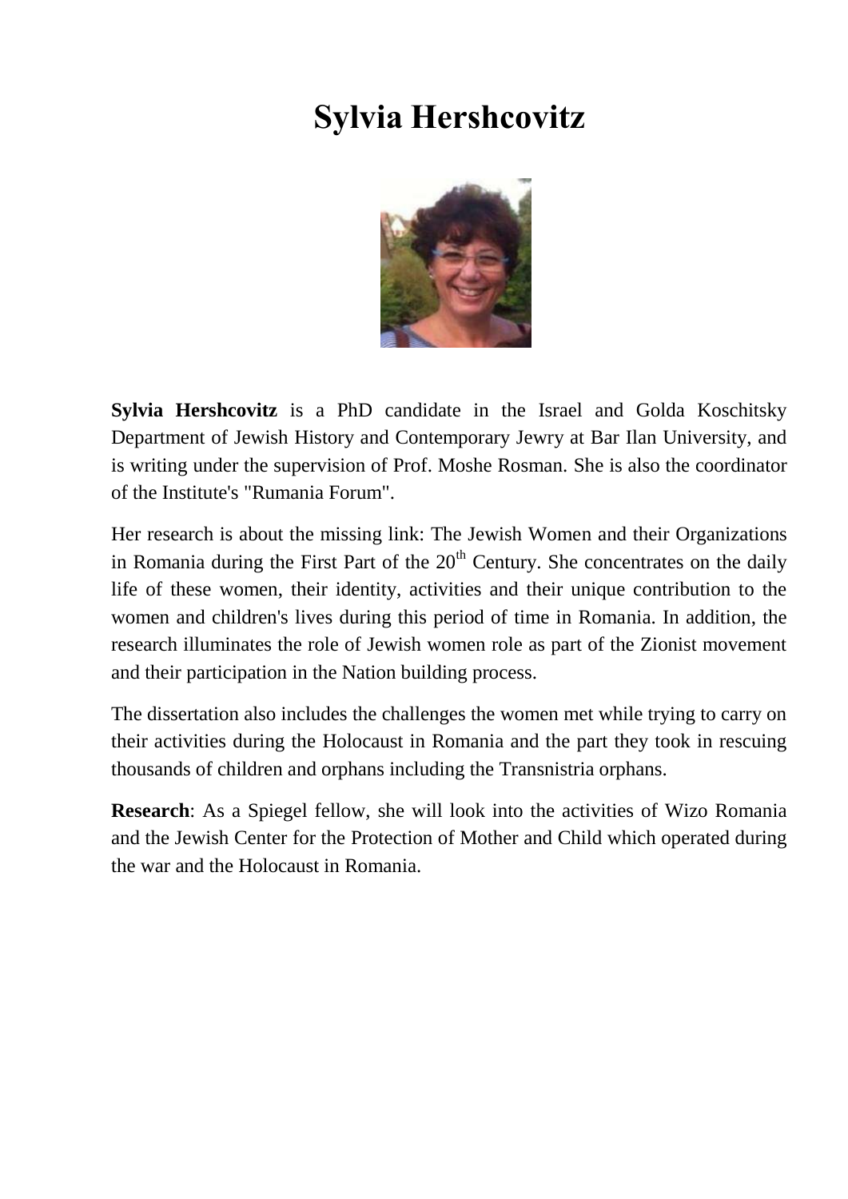# Sylvia Hershcovitz

**Sylvia Hershcovitz** is a PhD candidate in the Israel and Golda Koschitsky Department of Jewish History and Contemporary Jewry at Bar Ilan University, and is writing under the supervision of Prof. Moshe Rosman. She is also the coordinator of the Institute's "Rumania Forum".

Her research is about the missing link: The Jewish Women and their Organizations in Romania during the First Part of the 20th Century. She concentrates on the daily life of these women, their identity, activities and their unique contribution to the women and children's lives during this period of time in Romania. In addition, the research illuminates the role of Jewish women role as part of the Zionist movement and their participation in the Nation building process.

The dissertation also includes the challenges the women met while trying to carry on their activities during the Holocaust in Romania and the part they took in rescuing thousands of children and orphans including the Transnistria orphans.

**Research**: As a Spiegel fellow, she will look into the activities of Wizo Romania and the Jewish Center for the Protection of Mother and Child which operated during the war and the Holocaust in Romania.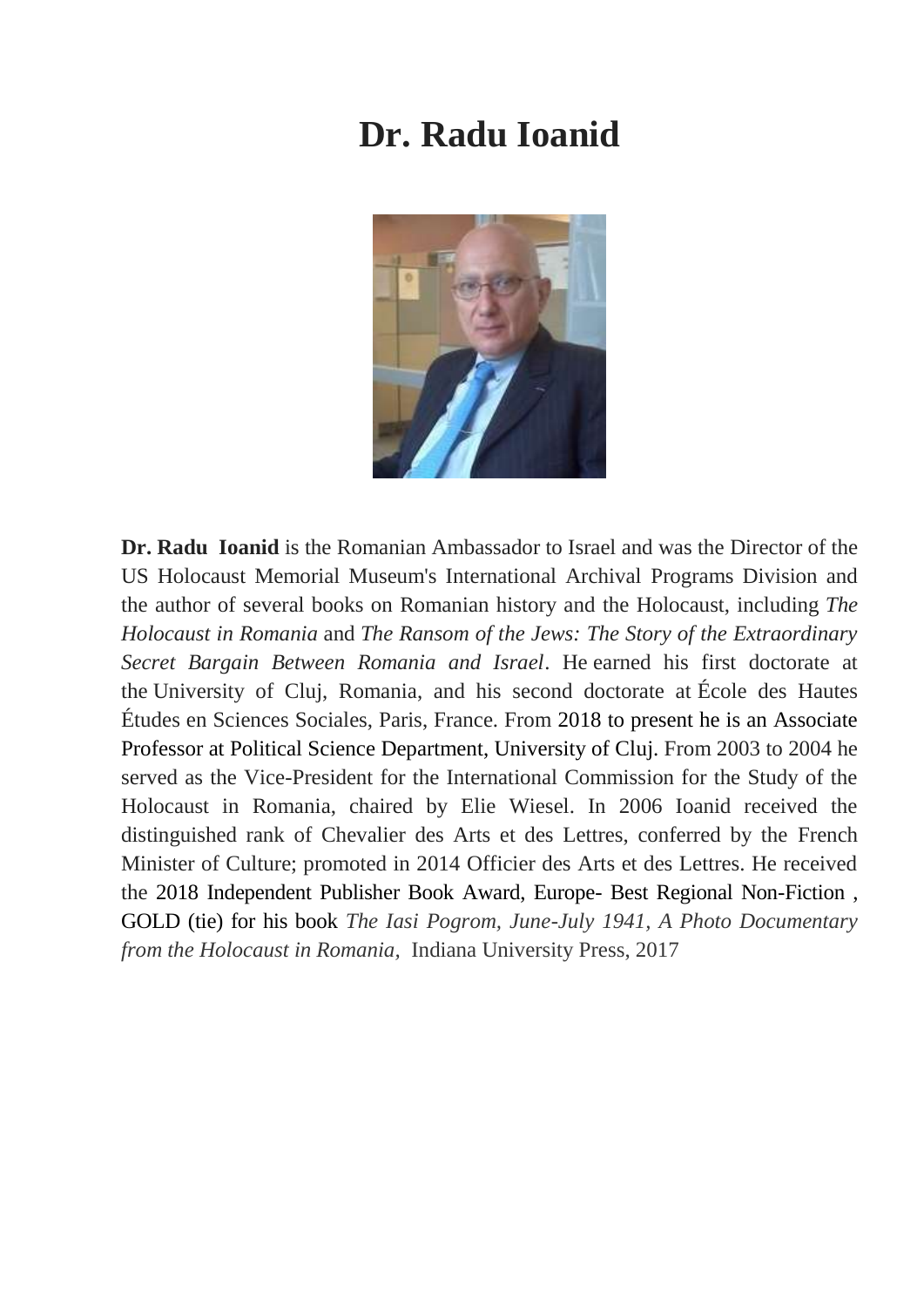# Dr. Radu Ioanid

**Dr. Radu Ioanid** is the Romanian Ambassador to Israel and was the Director of the US Holocaust Memorial Museum's International Archival Programs Division and the author of several books on Romanian history and the Holocaust, including *The Holocaust in Romania* and *The Ransom of the Jews: The Story of the Extraordinary Secret Bargain Between Romania and Israel*. He earned his first doctorate at the University of Cluj, Romania, and his second doctorate at École des Hautes Études en Sciences Sociales, Paris, France. From 2018 to present he is an Associate Professor at Political Science Department, University of Cluj. From 2003 to 2004 he served as the Vice-President for the International Commission for the Study of the Holocaust in Romania, chaired by Elie Wiesel. In 2006 Ioanid received the distinguished rank of Chevalier des Arts et des Lettres, conferred by the French Minister of Culture; promoted in 2014 Officier des Arts et des Lettres. He received the 2018 Independent Publisher Book Award, Europe- Best Regional Non-Fiction , GOLD (tie) for his book *The Iasi Pogrom, June-July 1941, A Photo Documentary from the Holocaust in Romania*, Indiana University Press, 2017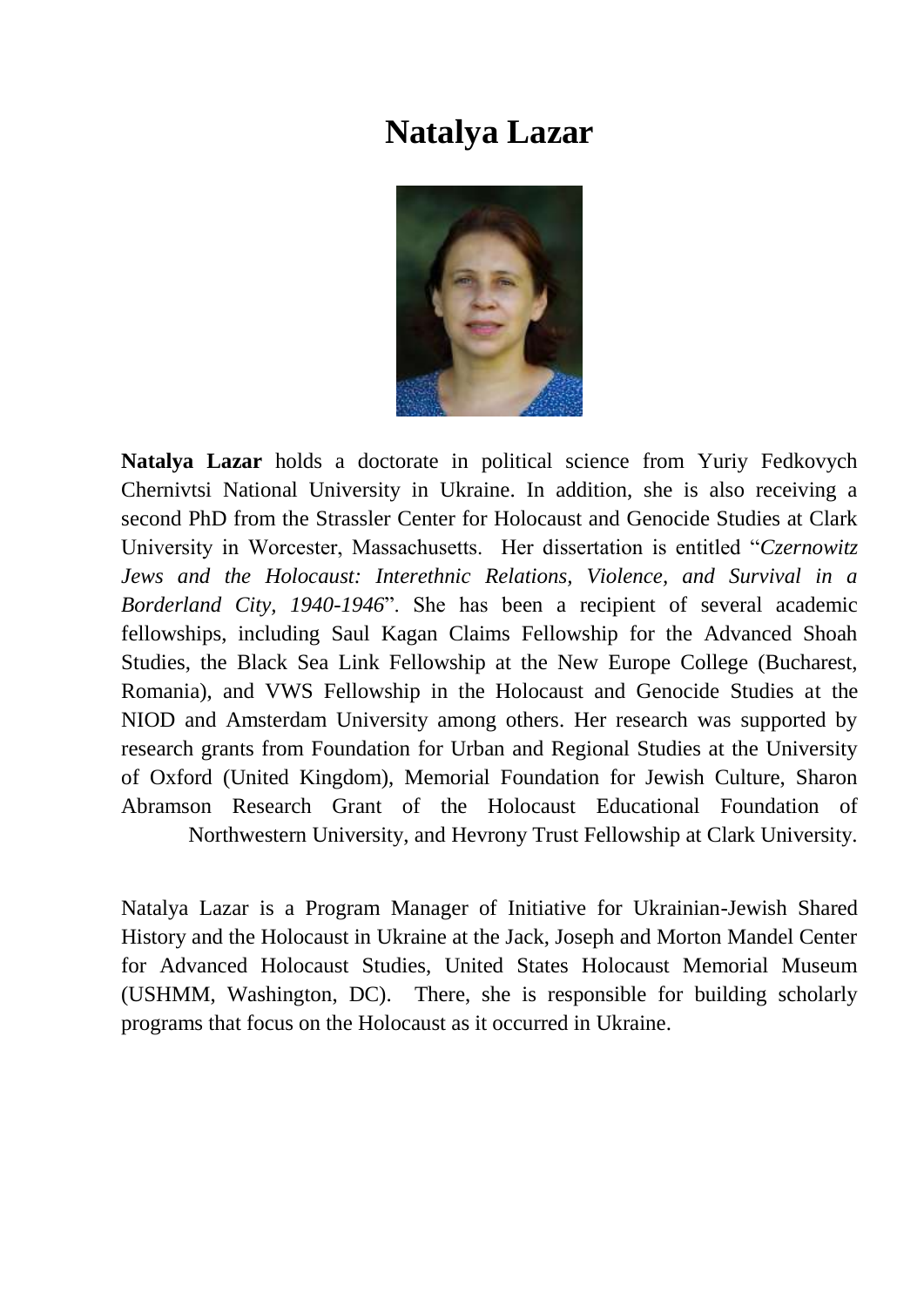# Natalya Lazar

**Natalya Lazar** holds a doctorate in political science from Yuriy Fedkovych Chernivtsi National University in Ukraine. In addition, she is also receiving a second PhD from the Strassler Center for Holocaust and Genocide Studies at Clark University in Worcester, Massachusetts. Her dissertation is entitled "*Czernowitz Jews and the Holocaust: Interethnic Relations, Violence, and Survival in a Borderland City, 1940-1946*". She has been a recipient of several academic fellowships, including Saul Kagan Claims Fellowship for the Advanced Shoah Studies, the Black Sea Link Fellowship at the New Europe College (Bucharest, Romania), and VWS Fellowship in the Holocaust and Genocide Studies at the NIOD and Amsterdam University among others. Her research was supported by research grants from Foundation for Urban and Regional Studies at the University of Oxford (United Kingdom), Memorial Foundation for Jewish Culture, Sharon Abramson Research Grant of the Holocaust Educational Foundation of Northwestern University, and Hevrony Trust Fellowship at Clark University.

Natalya Lazar is a Program Manager of Initiative for Ukrainian-Jewish Shared History and the Holocaust in Ukraine at the Jack, Joseph and Morton Mandel Center for Advanced Holocaust Studies, United States Holocaust Memorial Museum (USHMM, Washington, DC). There, she is responsible for building scholarly programs that focus on the Holocaust as it occurred in Ukraine.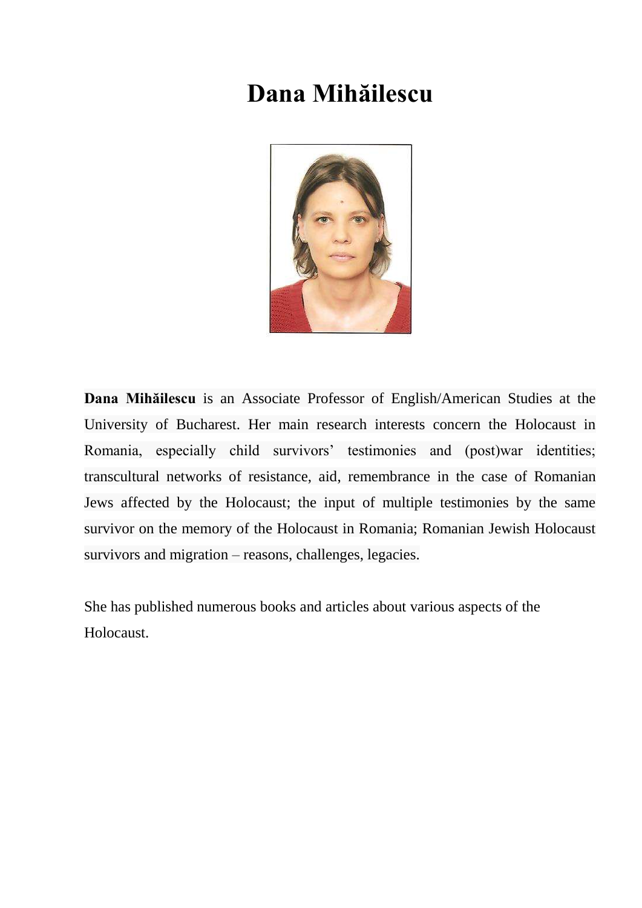# Dana Mihăilescu

**Dana Mihăilescu** is an Associate Professor of English/American Studies at the University of Bucharest. Her main research interests concern the Holocaust in Romania, especially child survivors' testimonies and (post)war identities; transcultural networks of resistance, aid, remembrance in the case of Romanian Jews affected by the Holocaust; the input of multiple testimonies by the same survivor on the memory of the Holocaust in Romania; Romanian Jewish Holocaust survivors and migration – reasons, challenges, legacies.

She has published numerous books and articles about various aspects of the Holocaust.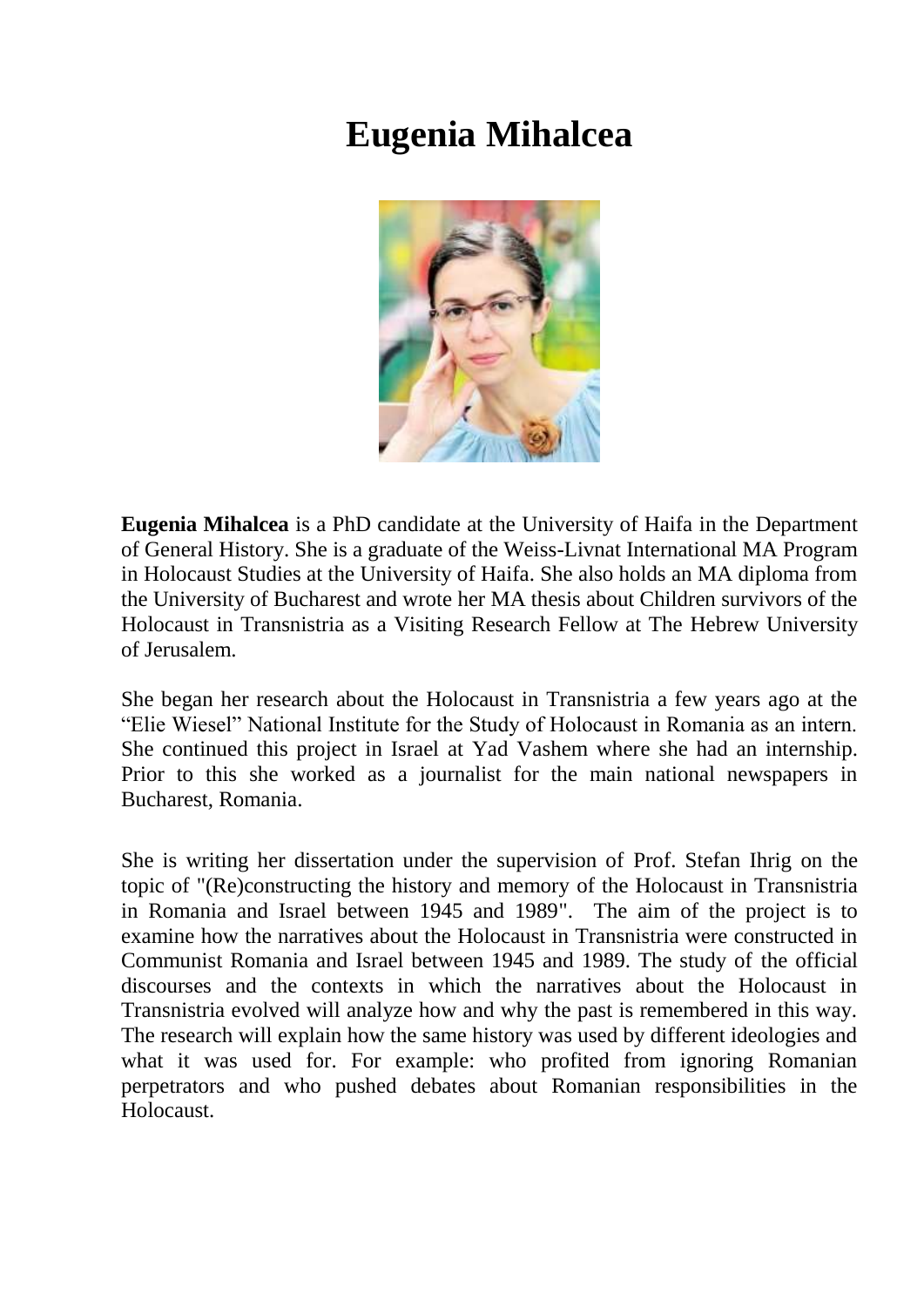# Eugenia Mihalcea

**Eugenia Mihalcea** is a PhD candidate at the University of Haifa in the Department of General History. She is a graduate of the Weiss-Livnat International MA Program in Holocaust Studies at the University of Haifa. She also holds an MA diploma from the University of Bucharest and wrote her MA thesis about Children survivors of the Holocaust in Transnistria as a Visiting Research Fellow at The Hebrew University of Jerusalem.

She began her research about the Holocaust in Transnistria a few years ago at the "Elie Wiesel" National Institute for the Study of Holocaust in Romania as an intern. She continued this project in Israel at Yad Vashem where she had an internship. Prior to this she worked as a journalist for the main national newspapers in Bucharest, Romania.

She is writing her dissertation under the supervision of Prof. Stefan Ihrig on the topic of "(Re)constructing the history and memory of the Holocaust in Transnistria in Romania and Israel between 1945 and 1989". The aim of the project is to examine how the narratives about the Holocaust in Transnistria were constructed in Communist Romania and Israel between 1945 and 1989. The study of the official discourses and the contexts in which the narratives about the Holocaust in Transnistria evolved will analyze how and why the past is remembered in this way. The research will explain how the same history was used by different ideologies and what it was used for. For example: who profited from ignoring Romanian perpetrators and who pushed debates about Romanian responsibilities in the Holocaust.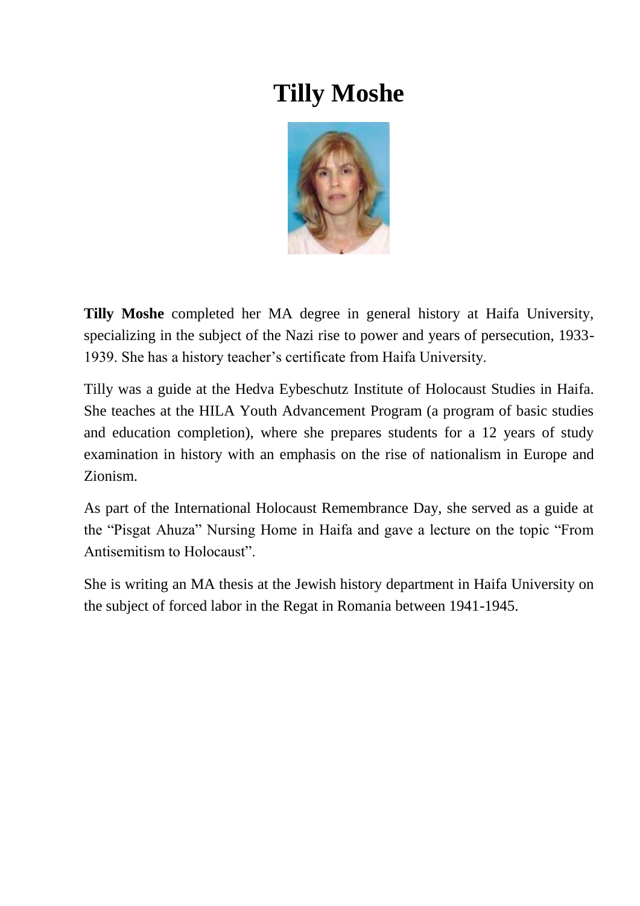# Tilly Moshe

**Tilly Moshe** completed her MA degree in general history at Haifa University, specializing in the subject of the Nazi rise to power and years of persecution, 1933-1939. She has a history teacher's certificate from Haifa University.

Tilly was a guide at the Hedva Eybeschutz Institute of Holocaust Studies in Haifa. She teaches at the HILA Youth Advancement Program (a program of basic studies and education completion), where she prepares students for a 12 years of study examination in history with an emphasis on the rise of nationalism in Europe and Zionism.

As part of the International Holocaust Remembrance Day, she served as a guide at the "Pisgat Ahuza" Nursing Home in Haifa and gave a lecture on the topic "From Antisemitism to Holocaust".

She is writing an MA thesis at the Jewish history department in Haifa University on the subject of forced labor in the Regat in Romania between 1941-1945.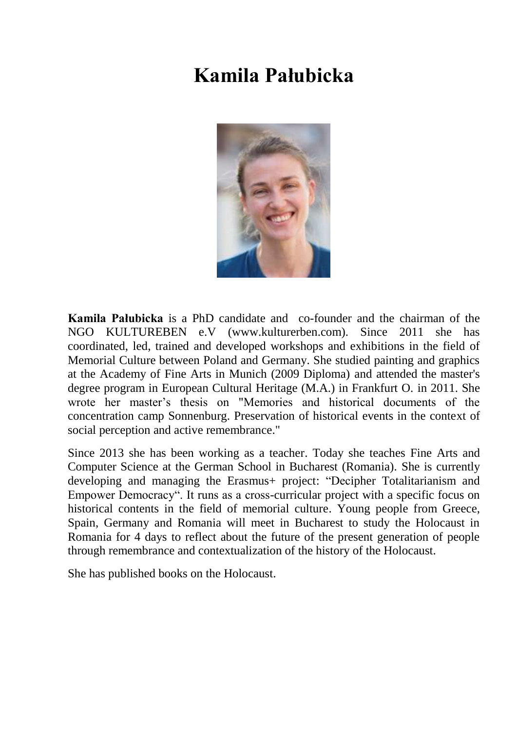# Kamila Pałubicka

**Kamila Pałubicka** is a PhD candidate and co-founder and the chairman of the NGO KULTUREBEN e.V (www.kulturerben.com). Since 2011 she has coordinated, led, trained and developed workshops and exhibitions in the field of Memorial Culture between Poland and Germany. She studied painting and graphics at the Academy of Fine Arts in Munich (2009 Diploma) and attended the master's degree program in European Cultural Heritage (M.A.) in Frankfurt O. in 2011. She wrote her master's thesis on "Memories and historical documents of the concentration camp Sonnenburg. Preservation of historical events in the context of social perception and active remembrance."

Since 2013 she has been working as a teacher. Today she teaches Fine Arts and Computer Science at the German School in Bucharest (Romania). She is currently developing and managing the Erasmus+ project: "Decipher Totalitarianism and Empower Democracy". It runs as a cross-curricular project with a specific focus on historical contents in the field of memorial culture. Young people from Greece, Spain, Germany and Romania will meet in Bucharest to study the Holocaust in Romania for 4 days to reflect about the future of the present generation of people through remembrance and contextualization of the history of the Holocaust.

She has published books on the Holocaust.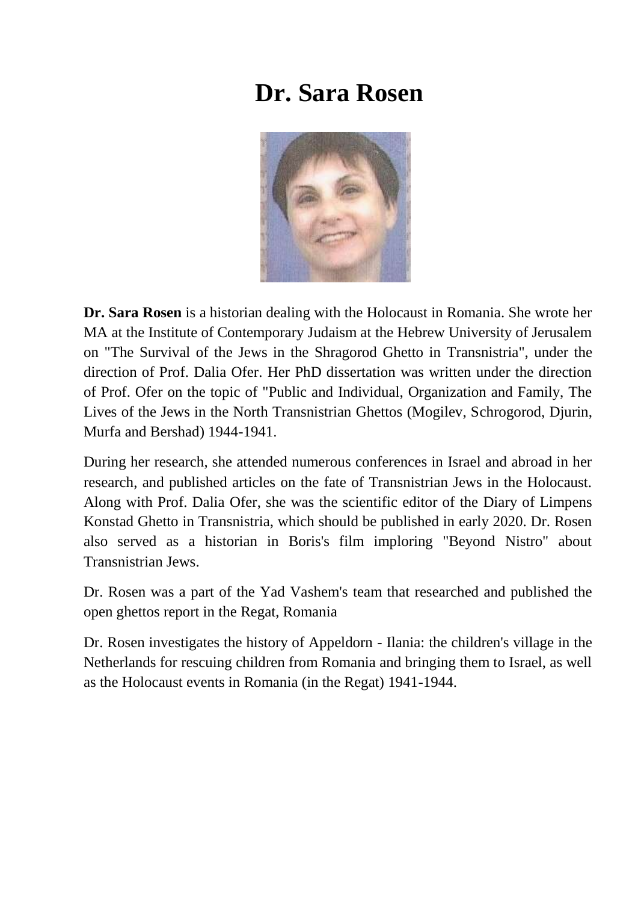# Dr. Sara Rosen

**Dr. Sara Rosen** is a historian dealing with the Holocaust in Romania. She wrote her MA at the Institute of Contemporary Judaism at the Hebrew University of Jerusalem on "The Survival of the Jews in the Shragorod Ghetto in Transnistria", under the direction of Prof. Dalia Ofer. Her PhD dissertation was written under the direction of Prof. Ofer on the topic of "Public and Individual, Organization and Family, The Lives of the Jews in the North Transnistrian Ghettos (Mogilev, Schrogorod, Djurin, Murfa and Bershad) 1944-1941.

During her research, she attended numerous conferences in Israel and abroad in her research, and published articles on the fate of Transnistrian Jews in the Holocaust. Along with Prof. Dalia Ofer, she was the scientific editor of the Diary of Limpens Konstad Ghetto in Transnistria, which should be published in early 2020. Dr. Rosen also served as a historian in Boris's film imploring "Beyond Nistro" about Transnistrian Jews.

Dr. Rosen was a part of the Yad Vashem's team that researched and published the open ghettos report in the Regat, Romania

Dr. Rosen investigates the history of Appeldorn - Ilania: the children's village in the Netherlands for rescuing children from Romania and bringing them to Israel, as well as the Holocaust events in Romania (in the Regat) 1941-1944.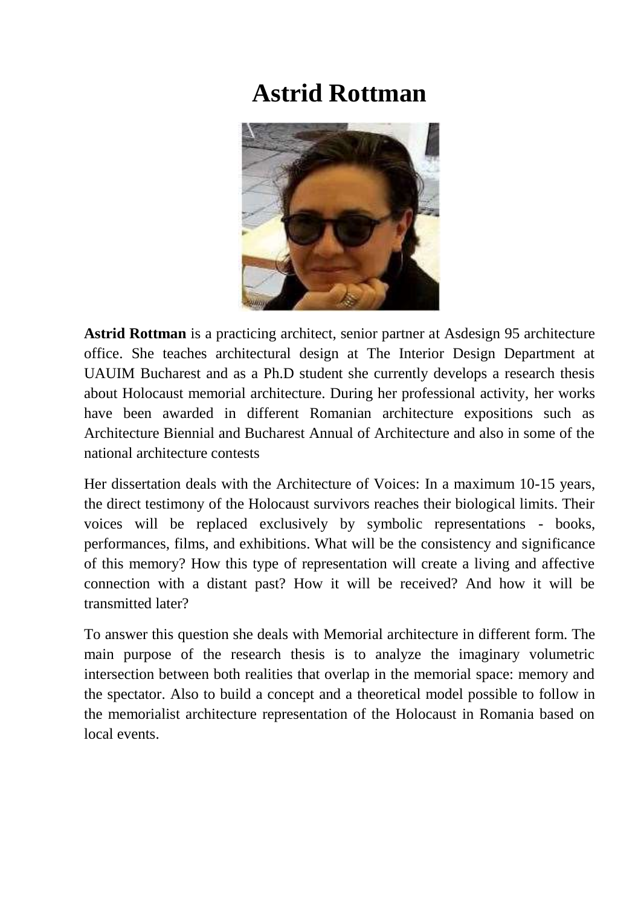# Astrid Rottman

**Astrid Rottman** is a practicing architect, senior partner at Asdesign 95 architecture office. She teaches architectural design at The Interior Design Department at UAUIM Bucharest and as a Ph.D student she currently develops a research thesis about Holocaust memorial architecture. During her professional activity, her works have been awarded in different Romanian architecture expositions such as Architecture Biennial and Bucharest Annual of Architecture and also in some of the national architecture contests

Her dissertation deals with the Architecture of Voices: In a maximum 10-15 years, the direct testimony of the Holocaust survivors reaches their biological limits. Their voices will be replaced exclusively by symbolic representations - books, performances, films, and exhibitions. What will be the consistency and significance of this memory? How this type of representation will create a living and affective connection with a distant past? How it will be received? And how it will be transmitted later?

To answer this question she deals with Memorial architecture in different form. The main purpose of the research thesis is to analyze the imaginary volumetric intersection between both realities that overlap in the memorial space: memory and the spectator. Also to build a concept and a theoretical model possible to follow in the memorialist architecture representation of the Holocaust in Romania based on local events.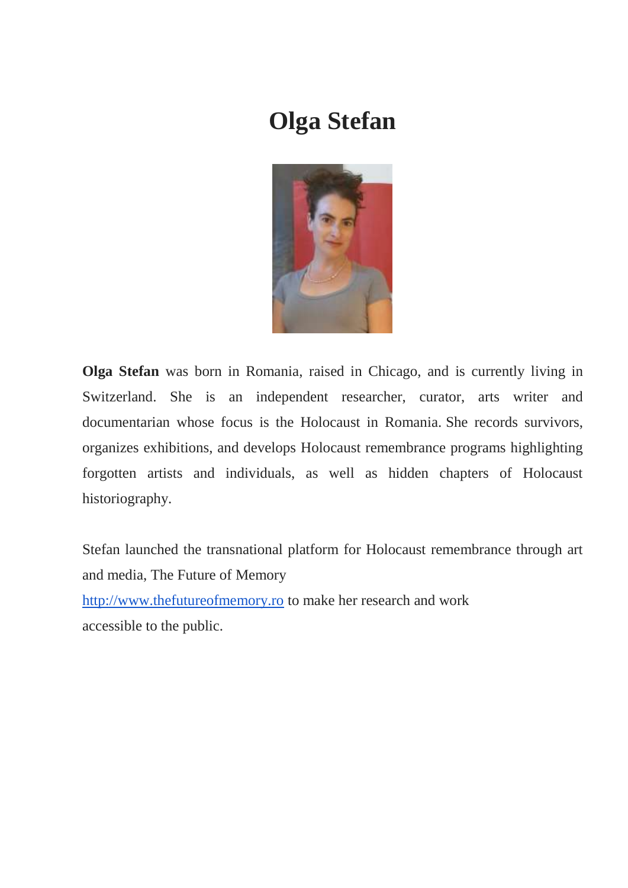# Olga Stefan

**Olga Stefan** was born in Romania, raised in Chicago, and is currently living in Switzerland. She is an independent researcher, curator, arts writer and documentarian whose focus is the Holocaust in Romania. She records survivors, organizes exhibitions, and develops Holocaust remembrance programs highlighting forgotten artists and individuals, as well as hidden chapters of Holocaust historiography.

Stefan launched the transnational platform for Holocaust remembrance through art and media, The Future of Memory [http://www.thefutureofmemory.ro](http://www.thefutureofmemory.ro) to make her research and work accessible to the public.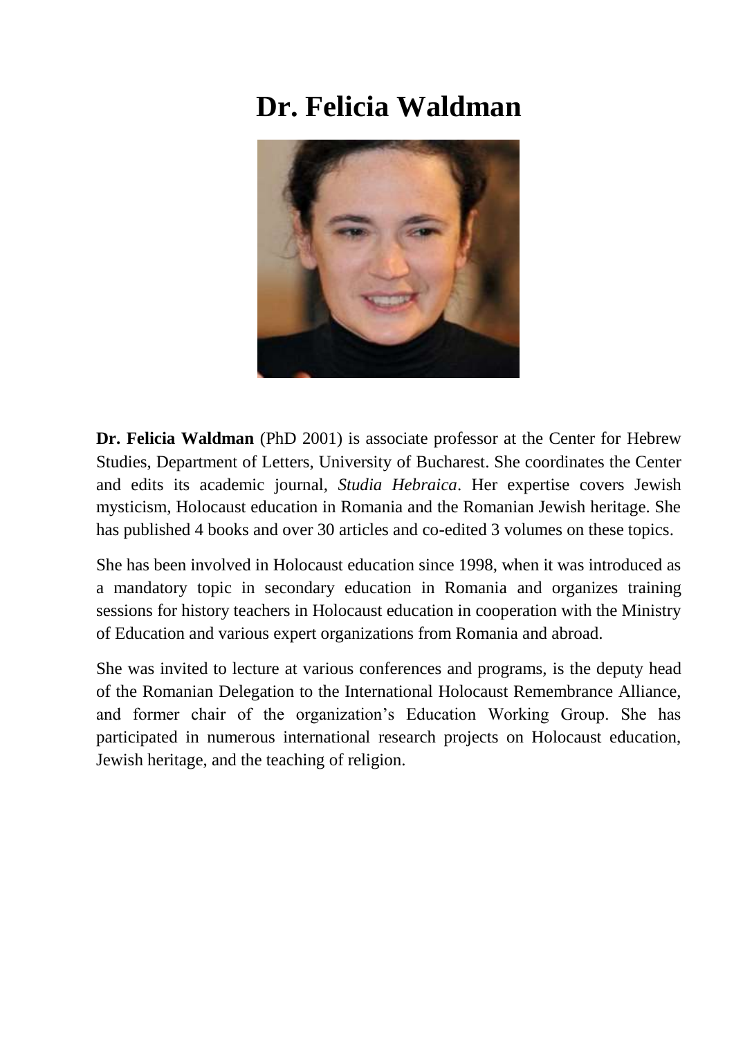# Dr. Felicia Waldman

**Dr. Felicia Waldman** (PhD 2001) is associate professor at the Center for Hebrew Studies, Department of Letters, University of Bucharest. She coordinates the Center and edits its academic journal, *Studia Hebraica*. Her expertise covers Jewish mysticism, Holocaust education in Romania and the Romanian Jewish heritage. She has published 4 books and over 30 articles and co-edited 3 volumes on these topics.

She has been involved in Holocaust education since 1998, when it was introduced as a mandatory topic in secondary education in Romania and organizes training sessions for history teachers in Holocaust education in cooperation with the Ministry of Education and various expert organizations from Romania and abroad.

She was invited to lecture at various conferences and programs, is the deputy head of the Romanian Delegation to the International Holocaust Remembrance Alliance, and former chair of the organization's Education Working Group. She has participated in numerous international research projects on Holocaust education, Jewish heritage, and the teaching of religion.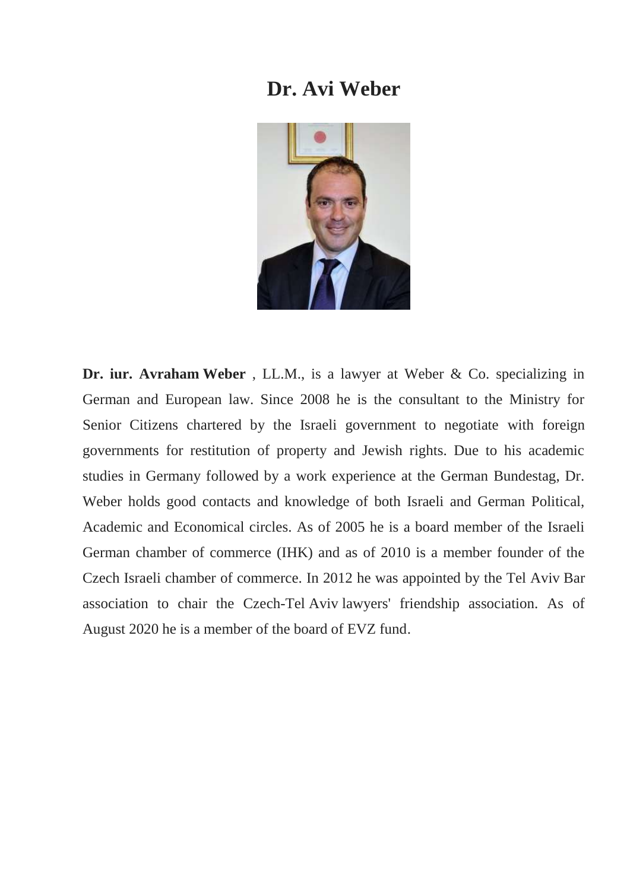# Dr. Avi Weber

**Dr. iur. Avraham Weber** , LL.M., is a lawyer at Weber & Co. specializing in German and European law. Since 2008 he is the consultant to the Ministry for Senior Citizens chartered by the Israeli government to negotiate with foreign governments for restitution of property and Jewish rights. Due to his academic studies in Germany followed by a work experience at the German Bundestag, Dr. Weber holds good contacts and knowledge of both Israeli and German Political, Academic and Economical circles. As of 2005 he is a board member of the Israeli German chamber of commerce (IHK) and as of 2010 is a member founder of the Czech Israeli chamber of commerce. In 2012 he was appointed by the Tel Aviv Bar association to chair the Czech-Tel Aviv lawyers' friendship association. As of August 2020 he is a member of the board of EVZ fund.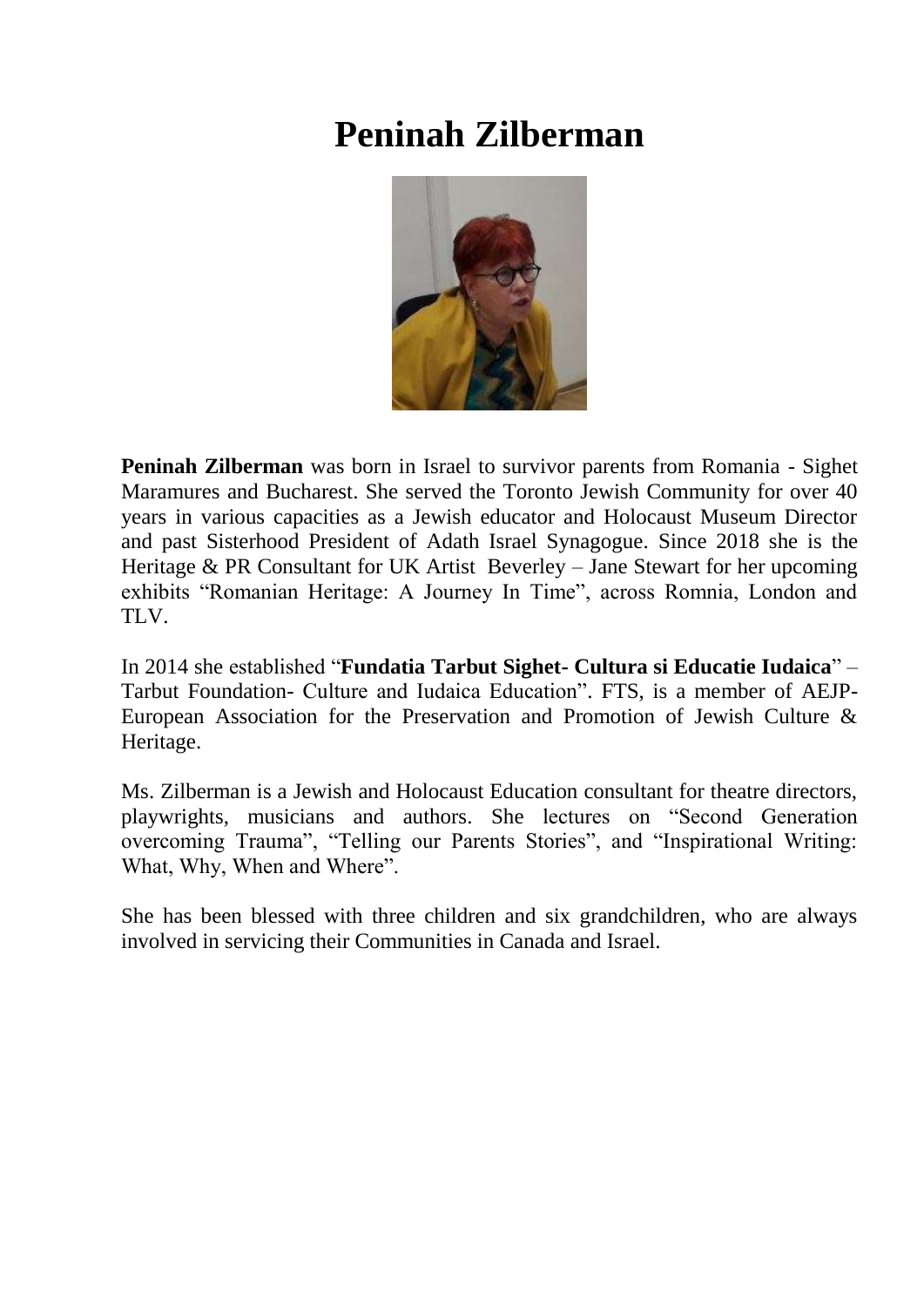# Peninah Zilberman

**Peninah Zilberman** was born in Israel to survivor parents from Romania - Sighet Maramures and Bucharest. She served the Toronto Jewish Community for over 40 years in various capacities as a Jewish educator and Holocaust Museum Director and past Sisterhood President of Adath Israel Synagogue. Since 2018 she is the Heritage & PR Consultant for UK Artist Beverley – Jane Stewart for her upcoming exhibits "Romanian Heritage: A Journey In Time", across Romnia, London and TLV.

In 2014 she established "**Fundatia Tarbut Sighet- Cultura si Educatie Iudaica**" – Tarbut Foundation- Culture and Iudaica Education". FTS, is a member of AEJP- European Association for the Preservation and Promotion of Jewish Culture & Heritage.

Ms. Zilberman is a Jewish and Holocaust Education consultant for theatre directors, playwrights, musicians and authors. She lectures on "Second Generation overcoming Trauma", "Telling our Parents Stories", and "Inspirational Writing: What, Why, When and Where".

She has been blessed with three children and six grandchildren, who are always involved in servicing their Communities in Canada and Israel.